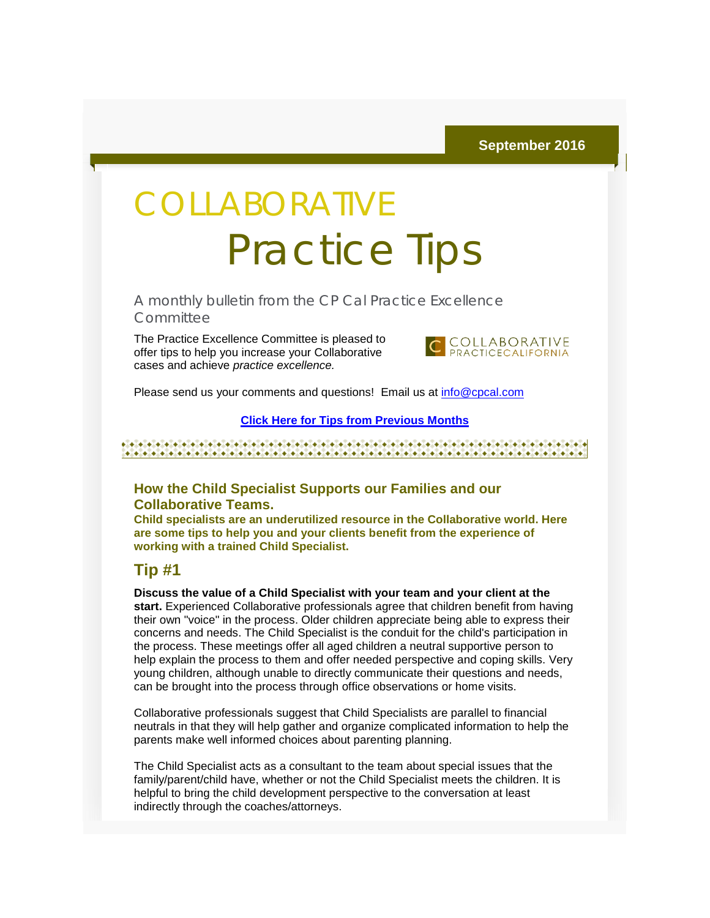September 2016

# COLLABORATIVE Practice Tips

A monthly bulletin from the CP Cal Practice Excellence Committee

The Practice Excellence Committee is pleased to offer tips to help you increase your Collaborative cases and achieve *practice excellence.*

COLLABORATIVE PRACTICECALIFORNIA

Please send us your comments and questions! Email us at info@cpcal.com

**Click Here for Tips from Previous Months**

## How the Child Specialist Supports our Families and our Collaborative Teams.

**Child specialists are an underutilized resource in the Collaborative world. Here are some tips to help you and your clients benefit from the experience of working with a trained Child Specialist.**

## Tip #1

**Discuss the value of a Child Specialist with your team and your client at the start.** Experienced Collaborative professionals agree that children benefit from having their own "voice" in the process. Older children appreciate being able to express their concerns and needs. The Child Specialist is the conduit for the child's participation in the process. These meetings offer all aged children a neutral supportive person to help explain the process to them and offer needed perspective and coping skills. Very young children, although unable to directly communicate their questions and needs, can be brought into the process through office observations or home visits.

Collaborative professionals suggest that Child Specialists are parallel to financial neutrals in that they will help gather and organize complicated information to help the parents make well informed choices about parenting planning.

The Child Specialist acts as a consultant to the team about special issues that the family/parent/child have, whether or not the Child Specialist meets the children. It is helpful to bring the child development perspective to the conversation at least indirectly through the coaches/attorneys.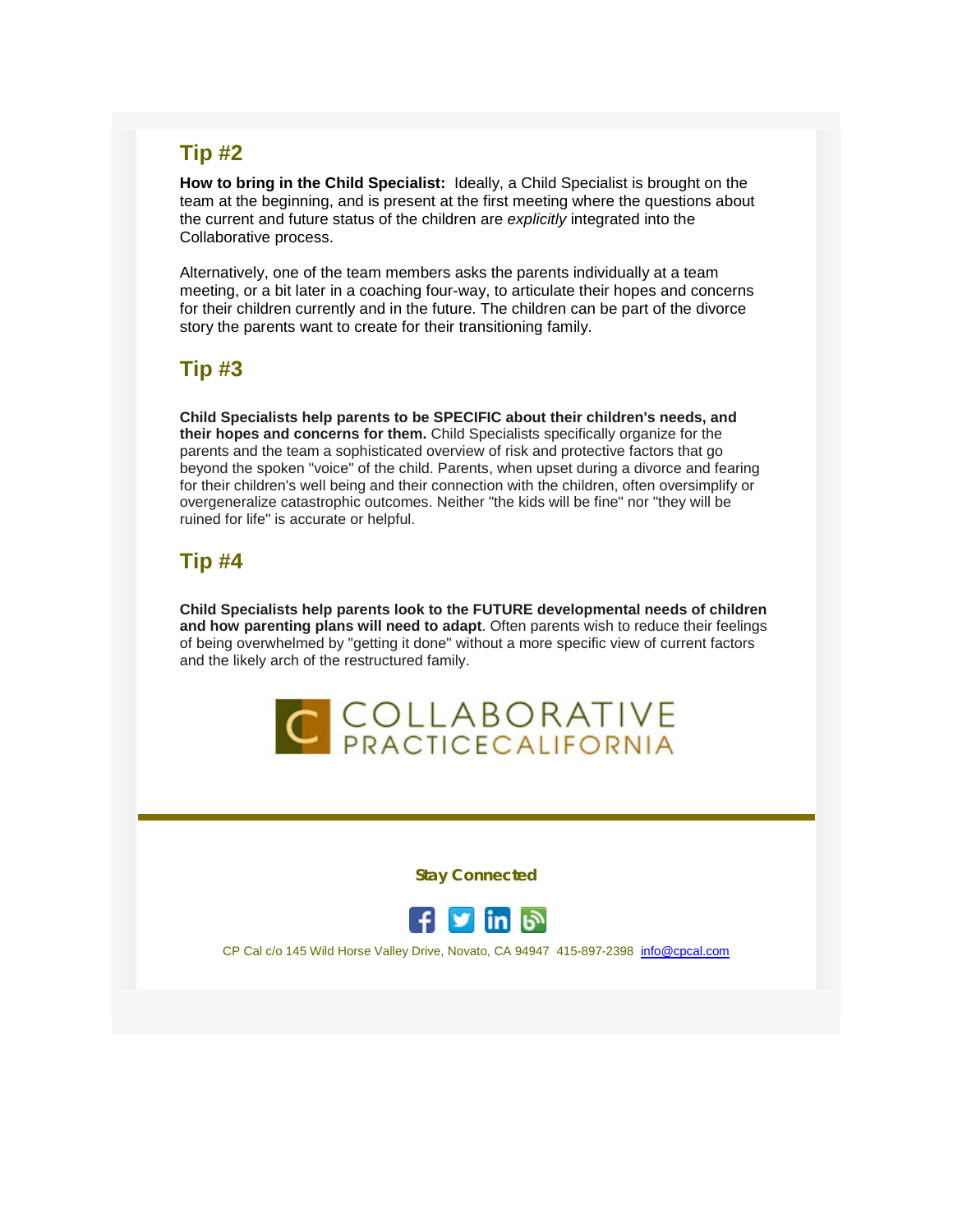## Tip #2

**How to bring in the Child Specialist:** Ideally, a Child Specialist is brought on the team at the beginning, and is present at the first meeting where the questions about the current and future status of the children are *explicitly* integrated into the Collaborative process.

Alternatively, one of the team members asks the parents individually at a team meeting, or a bit later in a coaching four-way, to articulate their hopes and concerns for their children currently and in the future. The children can be part of the divorce story the parents want to create for their transitioning family.

## Tip #3

**Child Specialists help parents to be SPECIFIC about their children's needs, and their hopes and concerns for them.** Child Specialists specifically organize for the parents and the team a sophisticated overview of risk and protective factors that go beyond the spoken "voice" of the child. Parents, when upset during a divorce and fearing for their children's well being and their connection with the children, often oversimplify or overgeneralize catastrophic outcomes. Neither "the kids will be fine" nor "they will be ruined for life" is accurate or helpful.

## Tip #4

**Child Specialists help parents look to the FUTURE developmental needs of children and how parenting plans will need to adapt**. Often parents wish to reduce their feelings of being overwhelmed by "getting it done" without a more specific view of current factors and the likely arch of the restructured family.

COLLABORATIVE PRACTICE CALIFORNIA

**Stay Connected**

CP Cal c/o 145 Wild Horse Valley Drive, Novato, CA 94947 415-897-2398 info@cpcal.com